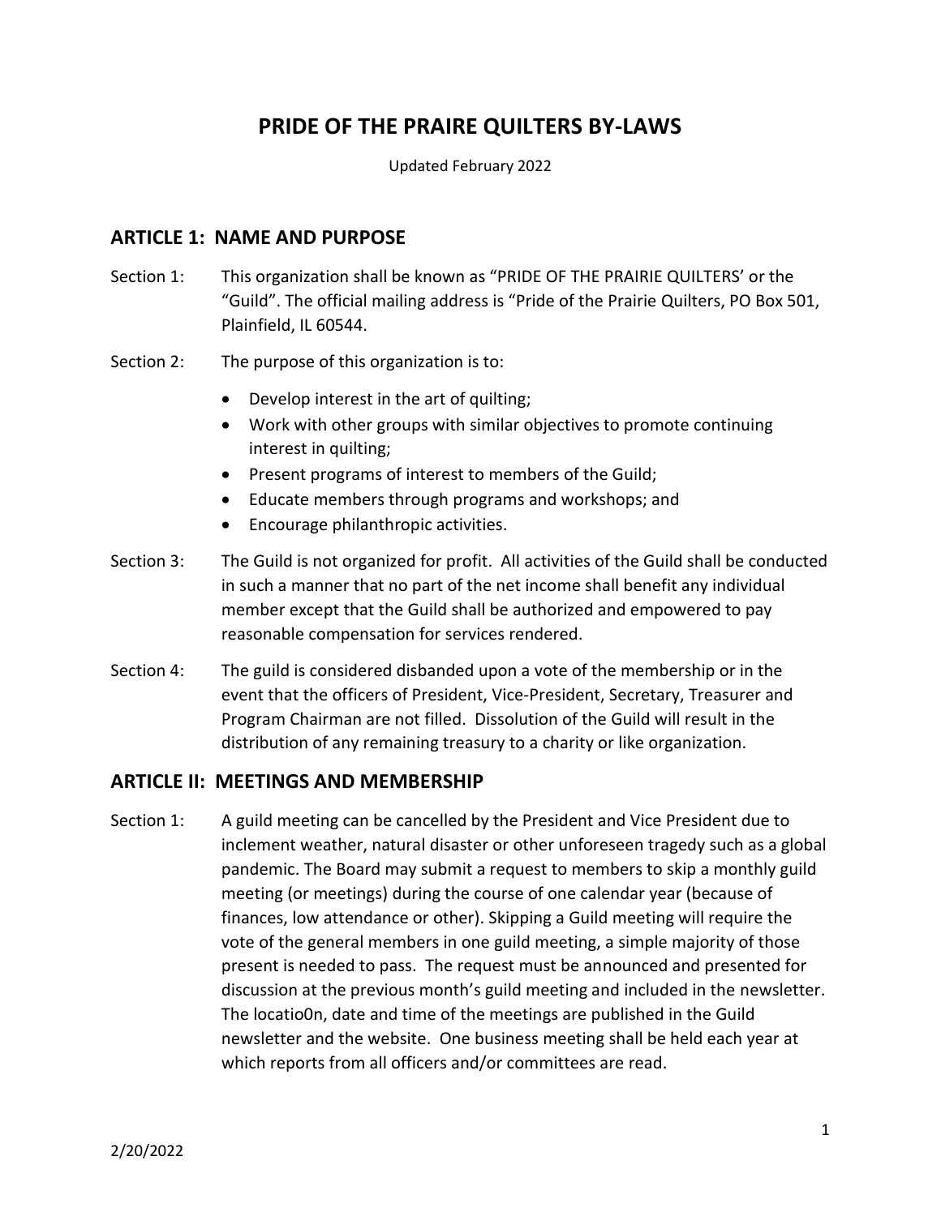# PRIDE OF THE PRAIRE QUILTERS BY-LAWS

Updated February 2022

## ARTICLE 1: NAME AND PURPOSE

Section 1: This organization shall be known as "PRIDE OF THE PRAIRIE QUILTERS' or the "Guild". The official mailing address is "Pride of the Prairie Quilters, PO Box 501, Plainfield, IL 60544.

Section 2: The purpose of this organization is to:

- Develop interest in the art of quilting;
- Work with other groups with similar objectives to promote continuing interest in quilting;
- Present programs of interest to members of the Guild;
- Educate members through programs and workshops; and
- Encourage philanthropic activities.

Section 3: The Guild is not organized for profit. All activities of the Guild shall be conducted in such a manner that no part of the net income shall benefit any individual member except that the Guild shall be authorized and empowered to pay reasonable compensation for services rendered.

Section 4: The guild is considered disbanded upon a vote of the membership or in the event that the officers of President, Vice-President, Secretary, Treasurer and Program Chairman are not filled. Dissolution of the Guild will result in the distribution of any remaining treasury to a charity or like organization.

## ARTICLE II: MEETINGS AND MEMBERSHIP

Section 1: A guild meeting can be cancelled by the President and Vice President due to inclement weather, natural disaster or other unforeseen tragedy such as a global pandemic. The Board may submit a request to members to skip a monthly guild meeting (or meetings) during the course of one calendar year (because of finances, low attendance or other). Skipping a Guild meeting will require the vote of the general members in one guild meeting, a simple majority of those present is needed to pass. The request must be announced and presented for discussion at the previous month's guild meeting and included in the newsletter. The locatio0n, date and time of the meetings are published in the Guild newsletter and the website. One business meeting shall be held each year at which reports from all officers and/or committees are read.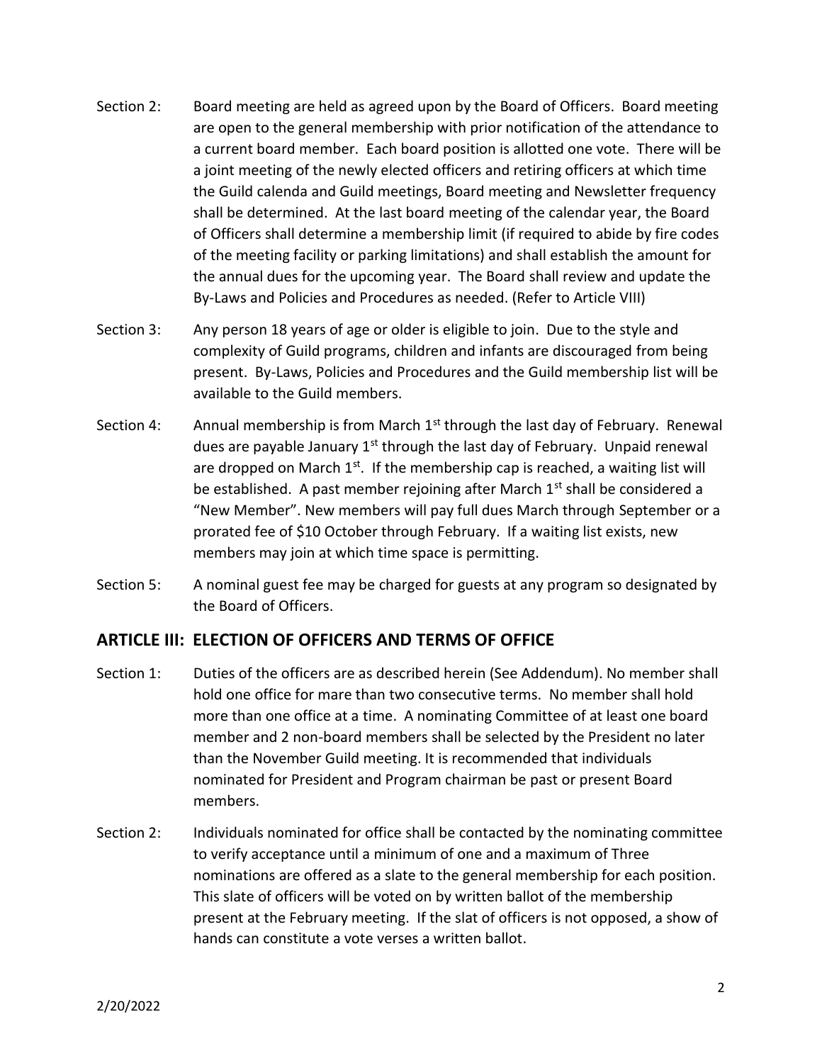Section 2: Board meeting are held as agreed upon by the Board of Officers. Board meeting are open to the general membership with prior notification of the attendance to a current board member. Each board position is allotted one vote. There will be a joint meeting of the newly elected officers and retiring officers at which time the Guild calenda and Guild meetings, Board meeting and Newsletter frequency shall be determined. At the last board meeting of the calendar year, the Board of Officers shall determine a membership limit (if required to abide by fire codes of the meeting facility or parking limitations) and shall establish the amount for the annual dues for the upcoming year. The Board shall review and update the By-Laws and Policies and Procedures as needed. (Refer to Article VIII)

Section 3: Any person 18 years of age or older is eligible to join. Due to the style and complexity of Guild programs, children and infants are discouraged from being present. By-Laws, Policies and Procedures and the Guild membership list will be available to the Guild members.

Section 4: Annual membership is from March 1st through the last day of February. Renewal dues are payable January 1st through the last day of February. Unpaid renewal are dropped on March 1st. If the membership cap is reached, a waiting list will be established. A past member rejoining after March 1st shall be considered a "New Member". New members will pay full dues March through September or a prorated fee of $10 October through February. If a waiting list exists, new members may join at which time space is permitting.

Section 5: A nominal guest fee may be charged for guests at any program so designated by the Board of Officers.

## ARTICLE III: ELECTION OF OFFICERS AND TERMS OF OFFICE

Section 1: Duties of the officers are as described herein (See Addendum). No member shall hold one office for mare than two consecutive terms. No member shall hold more than one office at a time. A nominating Committee of at least one board member and 2 non-board members shall be selected by the President no later than the November Guild meeting. It is recommended that individuals nominated for President and Program chairman be past or present Board members.

Section 2: Individuals nominated for office shall be contacted by the nominating committee to verify acceptance until a minimum of one and a maximum of Three nominations are offered as a slate to the general membership for each position. This slate of officers will be voted on by written ballot of the membership present at the February meeting. If the slat of officers is not opposed, a show of hands can constitute a vote verses a written ballot.

2/20/2022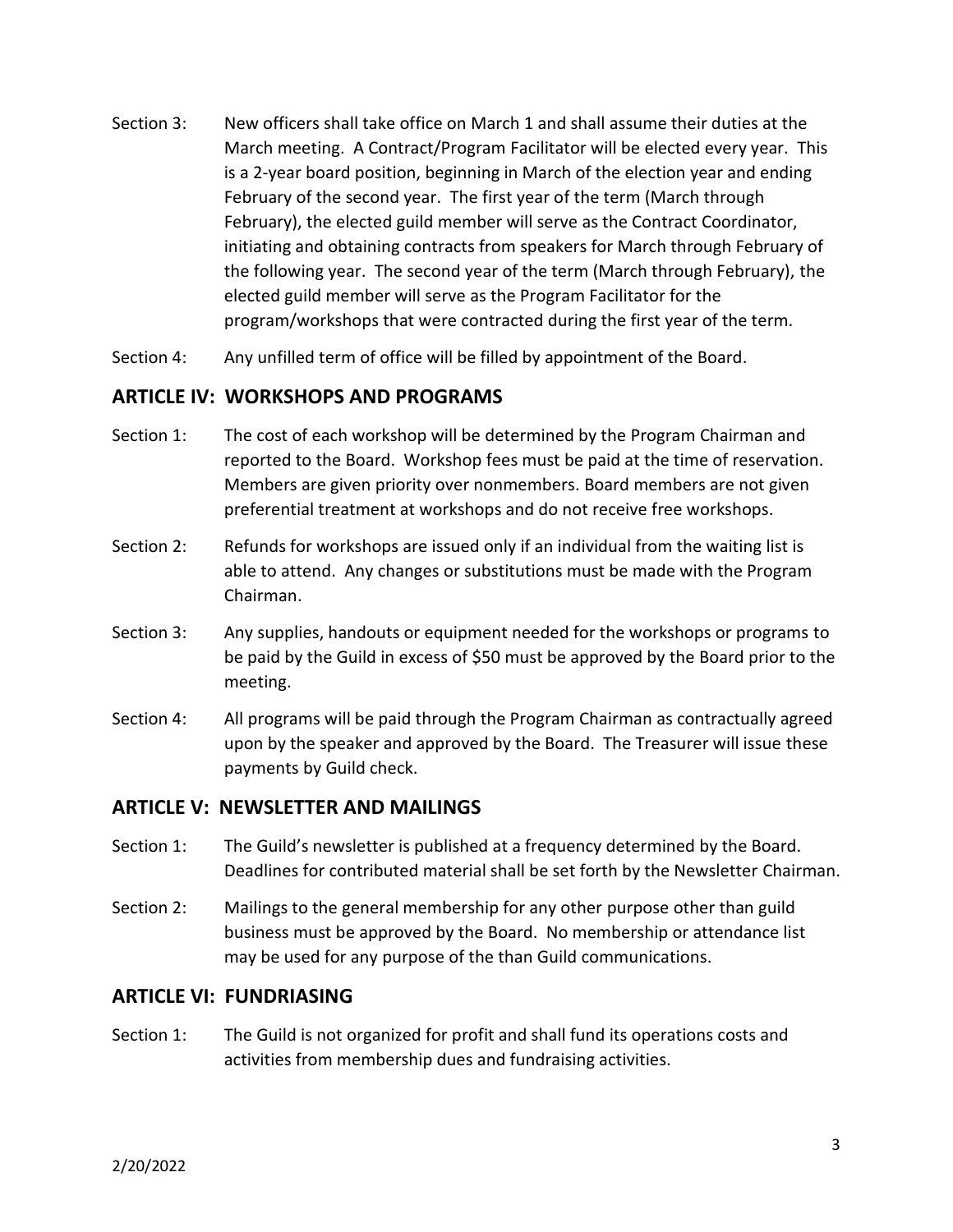Section 3: New officers shall take office on March 1 and shall assume their duties at the March meeting. A Contract/Program Facilitator will be elected every year. This is a 2-year board position, beginning in March of the election year and ending February of the second year. The first year of the term (March through February), the elected guild member will serve as the Contract Coordinator, initiating and obtaining contracts from speakers for March through February of the following year. The second year of the term (March through February), the elected guild member will serve as the Program Facilitator for the program/workshops that were contracted during the first year of the term.

Section 4: Any unfilled term of office will be filled by appointment of the Board.

## ARTICLE IV: WORKSHOPS AND PROGRAMS

Section 1: The cost of each workshop will be determined by the Program Chairman and reported to the Board. Workshop fees must be paid at the time of reservation. Members are given priority over nonmembers. Board members are not given preferential treatment at workshops and do not receive free workshops.

Section 2: Refunds for workshops are issued only if an individual from the waiting list is able to attend. Any changes or substitutions must be made with the Program Chairman.

Section 3: Any supplies, handouts or equipment needed for the workshops or programs to be paid by the Guild in excess of $50 must be approved by the Board prior to the meeting.

Section 4: All programs will be paid through the Program Chairman as contractually agreed upon by the speaker and approved by the Board. The Treasurer will issue these payments by Guild check.

## ARTICLE V: NEWSLETTER AND MAILINGS

Section 1: The Guild's newsletter is published at a frequency determined by the Board. Deadlines for contributed material shall be set forth by the Newsletter Chairman.

Section 2: Mailings to the general membership for any other purpose other than guild business must be approved by the Board. No membership or attendance list may be used for any purpose of the than Guild communications.

## ARTICLE VI: FUNDRIASING

Section 1: The Guild is not organized for profit and shall fund its operations costs and activities from membership dues and fundraising activities.

2/20/2022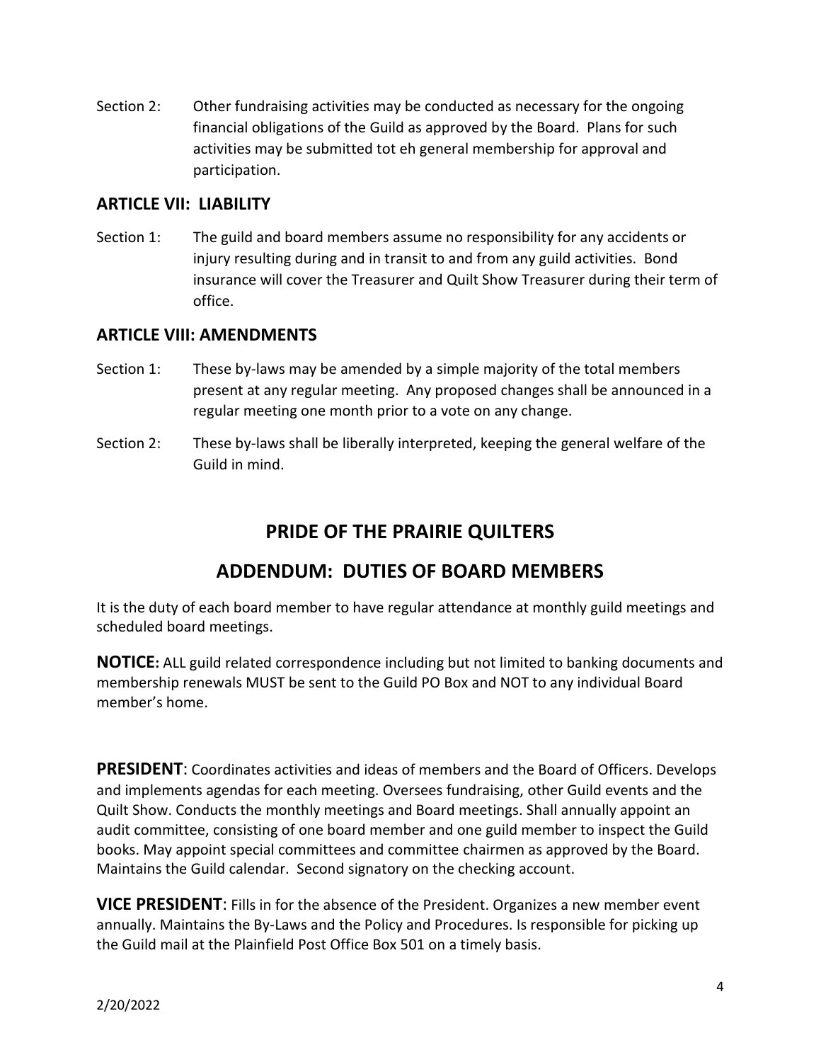Section 2: Other fundraising activities may be conducted as necessary for the ongoing financial obligations of the Guild as approved by the Board. Plans for such activities may be submitted tot eh general membership for approval and participation.

## ARTICLE VII: LIABILITY

Section 1: The guild and board members assume no responsibility for any accidents or injury resulting during and in transit to and from any guild activities. Bond insurance will cover the Treasurer and Quilt Show Treasurer during their term of office.

## ARTICLE VIII: AMENDMENTS

Section 1: These by-laws may be amended by a simple majority of the total members present at any regular meeting. Any proposed changes shall be announced in a regular meeting one month prior to a vote on any change.

Section 2: These by-laws shall be liberally interpreted, keeping the general welfare of the Guild in mind.

# PRIDE OF THE PRAIRIE QUILTERS

# ADDENDUM: DUTIES OF BOARD MEMBERS

It is the duty of each board member to have regular attendance at monthly guild meetings and scheduled board meetings.

**NOTICE:** ALL guild related correspondence including but not limited to banking documents and membership renewals MUST be sent to the Guild PO Box and NOT to any individual Board member's home.

**PRESIDENT**: Coordinates activities and ideas of members and the Board of Officers. Develops and implements agendas for each meeting. Oversees fundraising, other Guild events and the Quilt Show. Conducts the monthly meetings and Board meetings. Shall annually appoint an audit committee, consisting of one board member and one guild member to inspect the Guild books. May appoint special committees and committee chairmen as approved by the Board. Maintains the Guild calendar. Second signatory on the checking account.

**VICE PRESIDENT**: Fills in for the absence of the President. Organizes a new member event annually. Maintains the By-Laws and the Policy and Procedures. Is responsible for picking up the Guild mail at the Plainfield Post Office Box 501 on a timely basis.

2/20/2022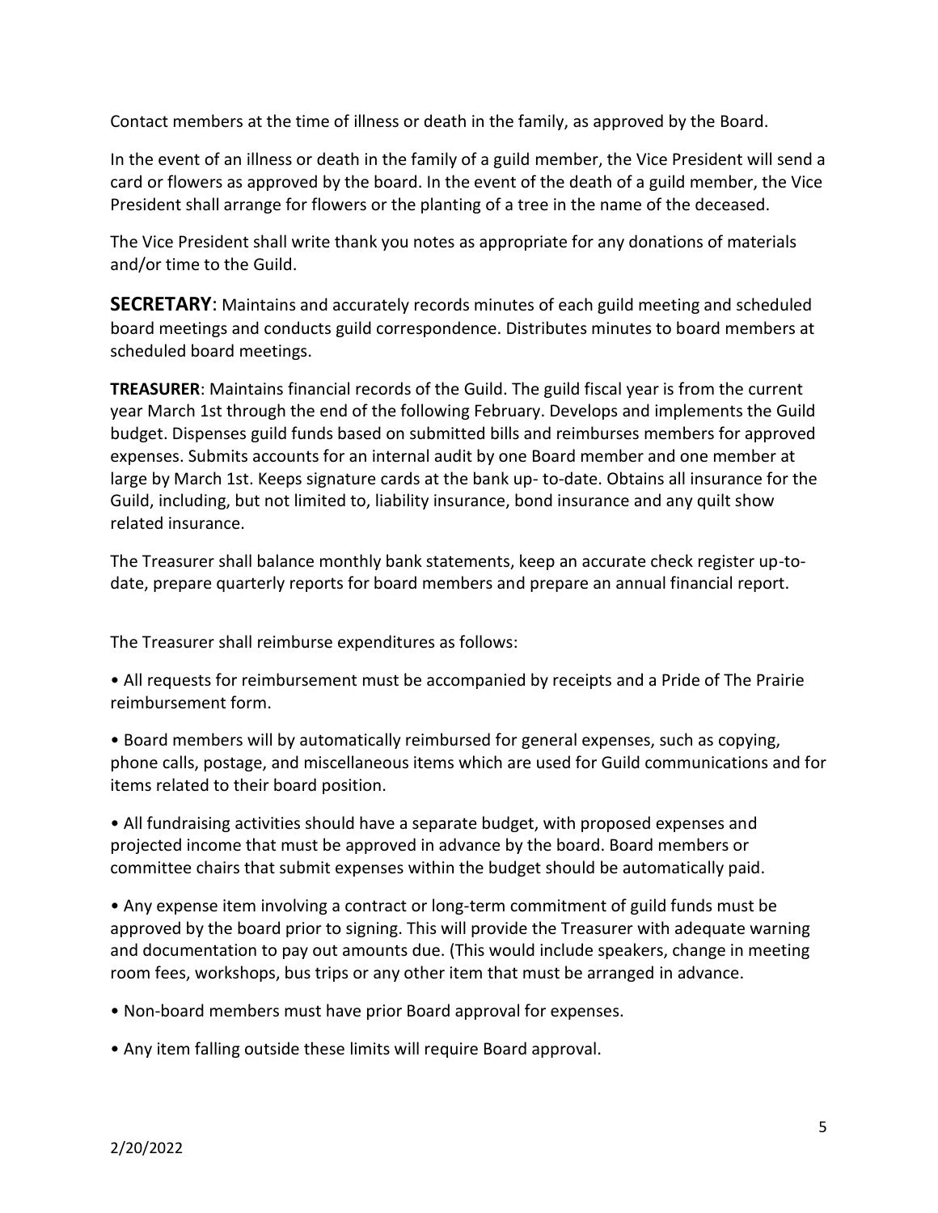Contact members at the time of illness or death in the family, as approved by the Board.

In the event of an illness or death in the family of a guild member, the Vice President will send a card or flowers as approved by the board. In the event of the death of a guild member, the Vice President shall arrange for flowers or the planting of a tree in the name of the deceased.

The Vice President shall write thank you notes as appropriate for any donations of materials and/or time to the Guild.

**SECRETARY**: Maintains and accurately records minutes of each guild meeting and scheduled board meetings and conducts guild correspondence. Distributes minutes to board members at scheduled board meetings.

**TREASURER**: Maintains financial records of the Guild. The guild fiscal year is from the current year March 1st through the end of the following February. Develops and implements the Guild budget. Dispenses guild funds based on submitted bills and reimburses members for approved expenses. Submits accounts for an internal audit by one Board member and one member at large by March 1st. Keeps signature cards at the bank up- to-date. Obtains all insurance for the Guild, including, but not limited to, liability insurance, bond insurance and any quilt show related insurance.

The Treasurer shall balance monthly bank statements, keep an accurate check register up-to-date, prepare quarterly reports for board members and prepare an annual financial report.

The Treasurer shall reimburse expenditures as follows:

- All requests for reimbursement must be accompanied by receipts and a Pride of The Prairie reimbursement form.
- Board members will by automatically reimbursed for general expenses, such as copying, phone calls, postage, and miscellaneous items which are used for Guild communications and for items related to their board position.
- All fundraising activities should have a separate budget, with proposed expenses and projected income that must be approved in advance by the board. Board members or committee chairs that submit expenses within the budget should be automatically paid.
- Any expense item involving a contract or long-term commitment of guild funds must be approved by the board prior to signing. This will provide the Treasurer with adequate warning and documentation to pay out amounts due. (This would include speakers, change in meeting room fees, workshops, bus trips or any other item that must be arranged in advance.
- Non-board members must have prior Board approval for expenses.
- Any item falling outside these limits will require Board approval.

2/20/2022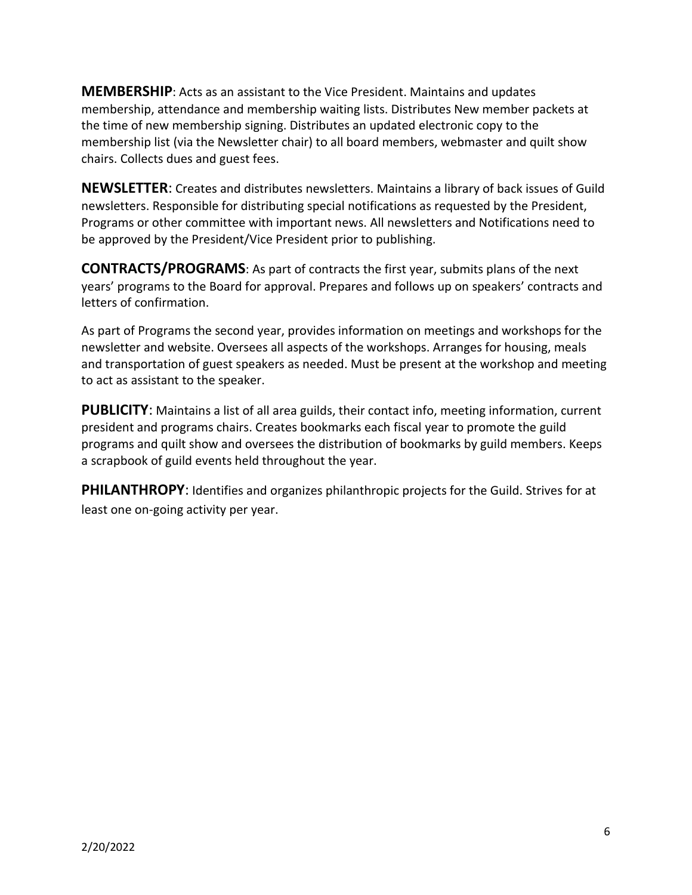**MEMBERSHIP**: Acts as an assistant to the Vice President. Maintains and updates membership, attendance and membership waiting lists. Distributes New member packets at the time of new membership signing. Distributes an updated electronic copy to the membership list (via the Newsletter chair) to all board members, webmaster and quilt show chairs. Collects dues and guest fees.

**NEWSLETTER**: Creates and distributes newsletters. Maintains a library of back issues of Guild newsletters. Responsible for distributing special notifications as requested by the President, Programs or other committee with important news. All newsletters and Notifications need to be approved by the President/Vice President prior to publishing.

**CONTRACTS/PROGRAMS**: As part of contracts the first year, submits plans of the next years' programs to the Board for approval. Prepares and follows up on speakers' contracts and letters of confirmation.

As part of Programs the second year, provides information on meetings and workshops for the newsletter and website. Oversees all aspects of the workshops. Arranges for housing, meals and transportation of guest speakers as needed. Must be present at the workshop and meeting to act as assistant to the speaker.

**PUBLICITY**: Maintains a list of all area guilds, their contact info, meeting information, current president and programs chairs. Creates bookmarks each fiscal year to promote the guild programs and quilt show and oversees the distribution of bookmarks by guild members. Keeps a scrapbook of guild events held throughout the year.

**PHILANTHROPY**: Identifies and organizes philanthropic projects for the Guild. Strives for at least one on-going activity per year.

2/20/2022